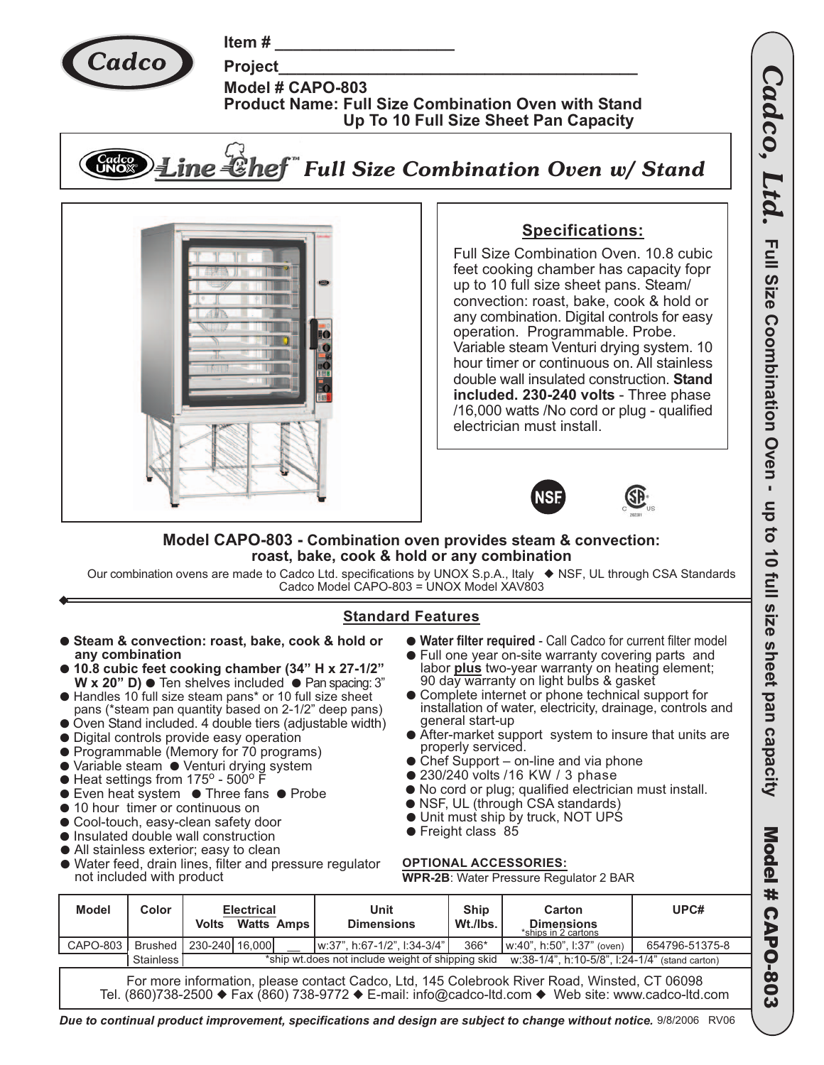**Item #** ____________________

**Project**__________________________________________

**Model # CAPO-803**
**Product Name: Full Size Combination Oven with Stand**
**Up To 10 Full Size Sheet Pan Capacity**

# Line Chef™ *Full Size Combination Oven w/ Stand*

## Specifications:

Full Size Combination Oven. 10.8 cubic feet cooking chamber has capacity fopr up to 10 full size sheet pans. Steam/ convection: roast, bake, cook & hold or any combination. Digital controls for easy operation. Programmable. Probe. Variable steam Venturi drying system. 10 hour timer or continuous on. All stainless double wall insulated construction. **Stand included. 230-240 volts** - Three phase /16,000 watts /No cord or plug - qualified electrician must install.

**Model CAPO-803 - Combination oven provides steam & convection: roast, bake, cook & hold or any combination**

Our combination ovens are made to Cadco Ltd. specifications by UNOX S.p.A., Italy ◆ NSF, UL through CSA Standards
Cadco Model CAPO-803 = UNOX Model XAV803

## Standard Features

- **Steam & convection: roast, bake, cook & hold or any combination**
- **10.8 cubic feet cooking chamber (34" H x 27-1/2" W x 20" D)** ● Ten shelves included ● Pan spacing: 3"
- Handles 10 full size steam pans* or 10 full size sheet pans (*steam pan quantity based on 2-1/2" deep pans)
- Oven Stand included. 4 double tiers (adjustable width)
- Digital controls provide easy operation
- Programmable (Memory for 70 programs)
- Variable steam ● Venturi drying system
- Heat settings from 175° - 500° F
- Even heat system ● Three fans ● Probe
- 10 hour timer or continuous on
- Cool-touch, easy-clean safety door
- Insulated double wall construction
- All stainless exterior; easy to clean
- Water feed, drain lines, filter and pressure regulator not included with product
- **Water filter required** - Call Cadco for current filter model
- Full one year on-site warranty covering parts and labor **plus** two-year warranty on heating element; 90 day warranty on light bulbs & gasket
- Complete internet or phone technical support for installation of water, electricity, drainage, controls and general start-up
- After-market support system to insure that units are properly serviced.
- Chef Support – on-line and via phone
- 230/240 volts /16 KW / 3 phase
- No cord or plug; qualified electrician must install.
- NSF, UL (through CSA standards)
- Unit must ship by truck, NOT UPS
- Freight class 85

**OPTIONAL ACCESSORIES:**

**WPR-2B**: Water Pressure Regulator 2 BAR

| Model | Color | Electrical Volts | Watts | Amps | Unit Dimensions | Ship Wt./lbs. | Carton Dimensions *ships in 2 cartons | UPC# |
|---|---|---|---|---|---|---|---|---|
| CAPO-803 | Brushed | 230-240 | 16,000 | __ | w:37", h:67-1/2", l:34-3/4" | 366* | w:40", h:50", l:37" (oven) | 654796-51375-8 |
| | Stainless | *ship wt.does not include weight of shipping skid | | | | | w:38-1/4", h:10-5/8", l:24-1/4" (stand carton) | |

For more information, please contact Cadco, Ltd, 145 Colebrook River Road, Winsted, CT 06098
Tel. (860)738-2500 ◆ Fax (860) 738-9772 ◆ E-mail: info@cadco-ltd.com ◆ Web site: www.cadco-ltd.com

***Due to continual product improvement, specifications and design are subject to change without notice.*** 9/8/2006 RV06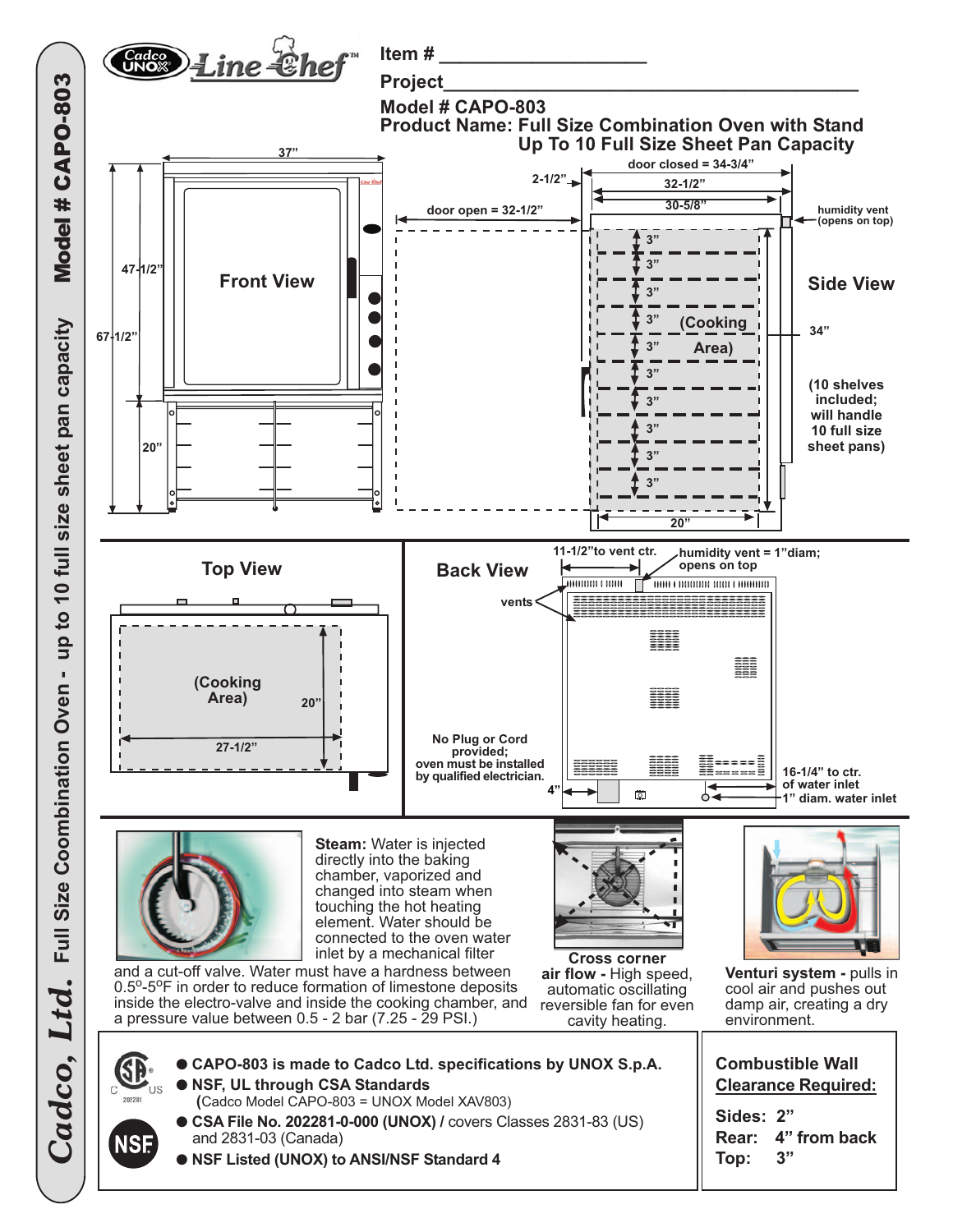Item # ___________________

Project_______________________________________

**Model # CAPO-803**

**Product Name: Full Size Combination Oven with Stand Up To 10 Full Size Sheet Pan Capacity**

**Front View**

37"
47-1/2"
67-1/2"
20"

**Side View**

door closed = 34-3/4"
2-1/2"
32-1/2"
30-5/8"
door open = 32-1/2"
humidity vent (opens on top)
3"
3"
3"
3"
3"
3"
3"
3"
3"
3"
(Cooking Area)
34"
(10 shelves included; will handle 10 full size sheet pans)
20"

**Top View**

(Cooking Area)
20"
27-1/2"

**Back View**

11-1/2" to vent ctr.
humidity vent = 1" diam; opens on top
vents
No Plug or Cord provided; oven must be installed by qualified electrician.
4"
16-1/4" to ctr. of water inlet
1" diam. water inlet

**Steam:** Water is injected directly into the baking chamber, vaporized and changed into steam when touching the hot heating element. Water should be connected to the oven water inlet by a mechanical filter and a cut-off valve. Water must have a hardness between 0.5°-5°F in order to reduce formation of limestone deposits inside the electro-valve and inside the cooking chamber, and a pressure value between 0.5 - 2 bar (7.25 - 29 PSI.)

**Cross corner air flow -** High speed, automatic oscillating reversible fan for even cavity heating.

**Venturi system -** pulls in cool air and pushes out damp air, creating a dry environment.

- **CAPO-803 is made to Cadco Ltd. specifications by UNOX S.p.A.**
- **NSF, UL through CSA Standards**
  (Cadco Model CAPO-803 = UNOX Model XAV803)
- **CSA File No. 202281-0-000 (UNOX) /** covers Classes 2831-83 (US) and 2831-03 (Canada)
- **NSF Listed (UNOX) to ANSI/NSF Standard 4**

**Combustible Wall Clearance Required:**

**Sides: 2"**
**Rear: 4" from back**
**Top: 3"**

*Cadco, Ltd.* **Full Size Coombination Oven - up to 10 full size sheet pan capacity** **Model # CAPO-803**